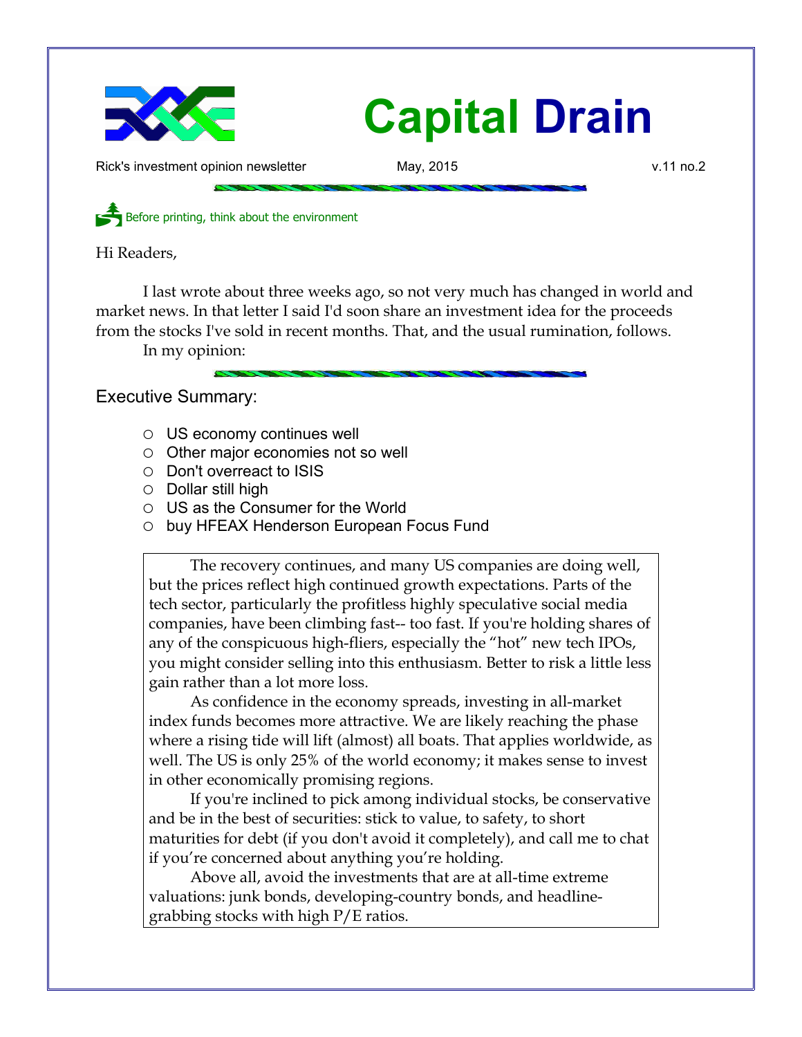# Capital Drain

Rick's investment opinion newsletter May, 2015 v.11 no.2

Before printing, think about the environment

Hi Readers,

I last wrote about three weeks ago, so not very much has changed in world and market news. In that letter I said I'd soon share an investment idea for the proceeds from the stocks I've sold in recent months. That, and the usual rumination, follows.

In my opinion:

## Executive Summary:

- US economy continues well
- Other major economies not so well
- Don't overreact to ISIS
- Dollar still high
- US as the Consumer for the World
- buy HFEAX Henderson European Focus Fund

The recovery continues, and many US companies are doing well, but the prices reflect high continued growth expectations. Parts of the tech sector, particularly the profitless highly speculative social media companies, have been climbing fast-- too fast. If you're holding shares of any of the conspicuous high-fliers, especially the "hot" new tech IPOs, you might consider selling into this enthusiasm. Better to risk a little less gain rather than a lot more loss.

As confidence in the economy spreads, investing in all-market index funds becomes more attractive. We are likely reaching the phase where a rising tide will lift (almost) all boats. That applies worldwide, as well. The US is only 25% of the world economy; it makes sense to invest in other economically promising regions.

If you're inclined to pick among individual stocks, be conservative and be in the best of securities: stick to value, to safety, to short maturities for debt (if you don't avoid it completely), and call me to chat if you're concerned about anything you're holding.

Above all, avoid the investments that are at all-time extreme valuations: junk bonds, developing-country bonds, and headline-grabbing stocks with high P/E ratios.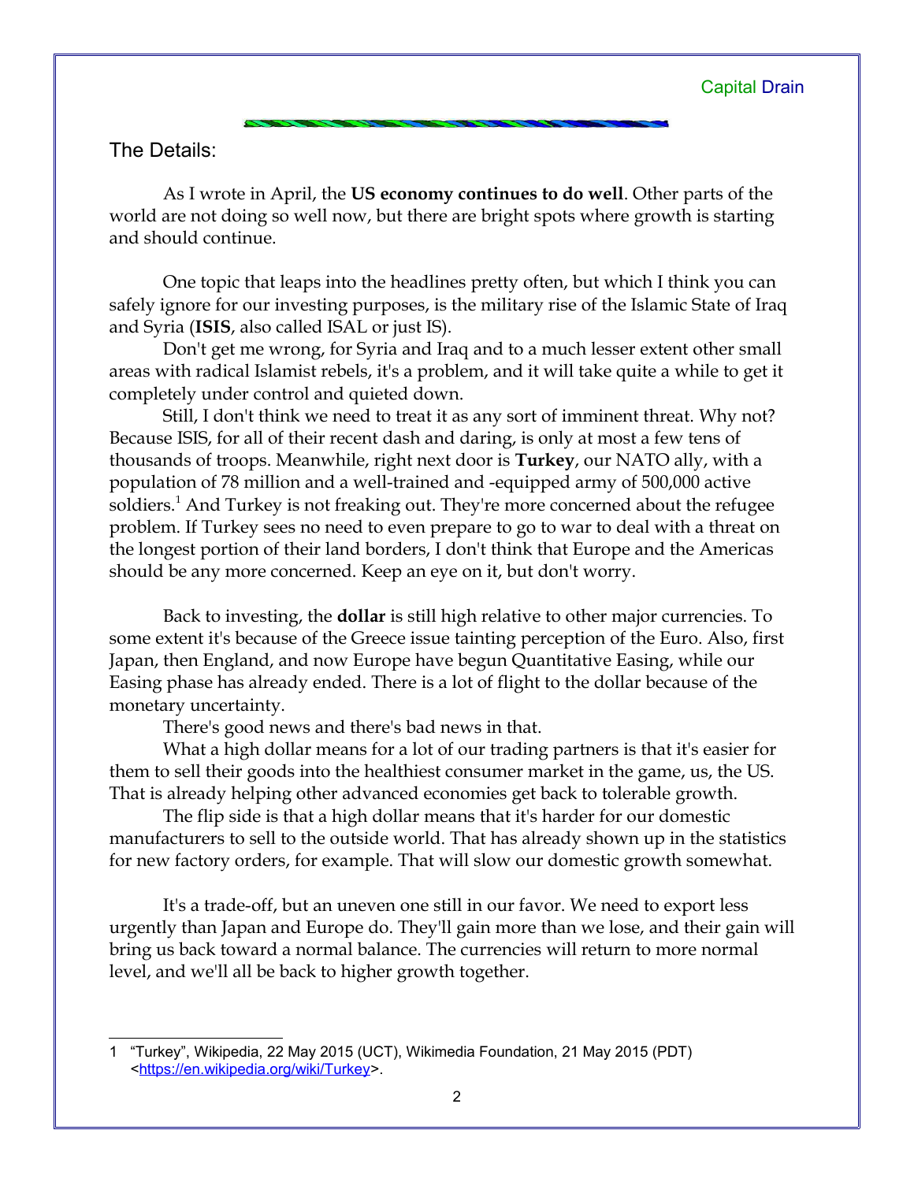## The Details:

As I wrote in April, the **US economy continues to do well**. Other parts of the world are not doing so well now, but there are bright spots where growth is starting and should continue.

One topic that leaps into the headlines pretty often, but which I think you can safely ignore for our investing purposes, is the military rise of the Islamic State of Iraq and Syria (**ISIS**, also called ISAL or just IS).

Don't get me wrong, for Syria and Iraq and to a much lesser extent other small areas with radical Islamist rebels, it's a problem, and it will take quite a while to get it completely under control and quieted down.

Still, I don't think we need to treat it as any sort of imminent threat. Why not? Because ISIS, for all of their recent dash and daring, is only at most a few tens of thousands of troops. Meanwhile, right next door is **Turkey**, our NATO ally, with a population of 78 million and a well-trained and -equipped army of 500,000 active soldiers.[1] And Turkey is not freaking out. They're more concerned about the refugee problem. If Turkey sees no need to even prepare to go to war to deal with a threat on the longest portion of their land borders, I don't think that Europe and the Americas should be any more concerned. Keep an eye on it, but don't worry.

Back to investing, the **dollar** is still high relative to other major currencies. To some extent it's because of the Greece issue tainting perception of the Euro. Also, first Japan, then England, and now Europe have begun Quantitative Easing, while our Easing phase has already ended. There is a lot of flight to the dollar because of the monetary uncertainty.

There's good news and there's bad news in that.

What a high dollar means for a lot of our trading partners is that it's easier for them to sell their goods into the healthiest consumer market in the game, us, the US. That is already helping other advanced economies get back to tolerable growth.

The flip side is that a high dollar means that it's harder for our domestic manufacturers to sell to the outside world. That has already shown up in the statistics for new factory orders, for example. That will slow our domestic growth somewhat.

It's a trade-off, but an uneven one still in our favor. We need to export less urgently than Japan and Europe do. They'll gain more than we lose, and their gain will bring us back toward a normal balance. The currencies will return to more normal level, and we'll all be back to higher growth together.

---

1 "Turkey", Wikipedia, 22 May 2015 (UCT), Wikimedia Foundation, 21 May 2015 (PDT) <https://en.wikipedia.org/wiki/Turkey>.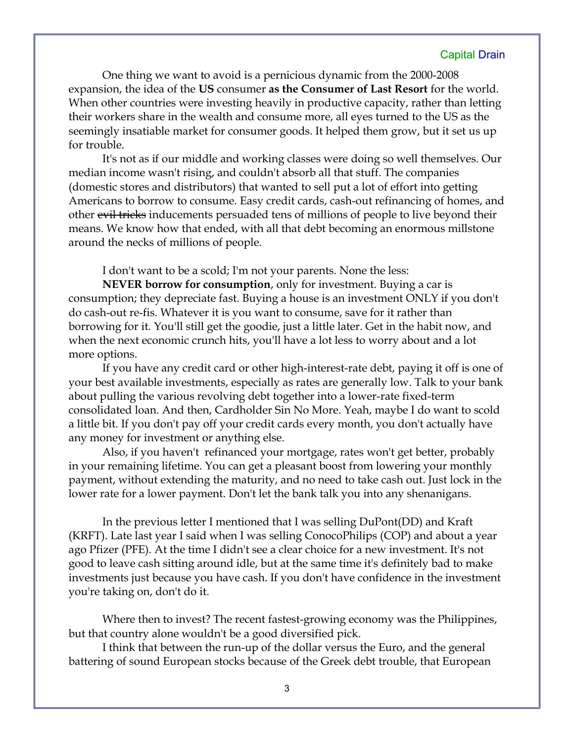One thing we want to avoid is a pernicious dynamic from the 2000-2008 expansion, the idea of the **US** consumer **as the Consumer of Last Resort** for the world. When other countries were investing heavily in productive capacity, rather than letting their workers share in the wealth and consume more, all eyes turned to the US as the seemingly insatiable market for consumer goods. It helped them grow, but it set us up for trouble.

It's not as if our middle and working classes were doing so well themselves. Our median income wasn't rising, and couldn't absorb all that stuff. The companies (domestic stores and distributors) that wanted to sell put a lot of effort into getting Americans to borrow to consume. Easy credit cards, cash-out refinancing of homes, and other ~~evil tricks~~ inducements persuaded tens of millions of people to live beyond their means. We know how that ended, with all that debt becoming an enormous millstone around the necks of millions of people.

I don't want to be a scold; I'm not your parents. None the less:

**NEVER borrow for consumption**, only for investment. Buying a car is consumption; they depreciate fast. Buying a house is an investment ONLY if you don't do cash-out re-fis. Whatever it is you want to consume, save for it rather than borrowing for it. You'll still get the goodie, just a little later. Get in the habit now, and when the next economic crunch hits, you'll have a lot less to worry about and a lot more options.

If you have any credit card or other high-interest-rate debt, paying it off is one of your best available investments, especially as rates are generally low. Talk to your bank about pulling the various revolving debt together into a lower-rate fixed-term consolidated loan. And then, Cardholder Sin No More. Yeah, maybe I do want to scold a little bit. If you don't pay off your credit cards every month, you don't actually have any money for investment or anything else.

Also, if you haven't refinanced your mortgage, rates won't get better, probably in your remaining lifetime. You can get a pleasant boost from lowering your monthly payment, without extending the maturity, and no need to take cash out. Just lock in the lower rate for a lower payment. Don't let the bank talk you into any shenanigans.

In the previous letter I mentioned that I was selling DuPont(DD) and Kraft (KRFT). Late last year I said when I was selling ConocoPhilips (COP) and about a year ago Pfizer (PFE). At the time I didn't see a clear choice for a new investment. It's not good to leave cash sitting around idle, but at the same time it's definitely bad to make investments just because you have cash. If you don't have confidence in the investment you're taking on, don't do it.

Where then to invest? The recent fastest-growing economy was the Philippines, but that country alone wouldn't be a good diversified pick.

I think that between the run-up of the dollar versus the Euro, and the general battering of sound European stocks because of the Greek debt trouble, that European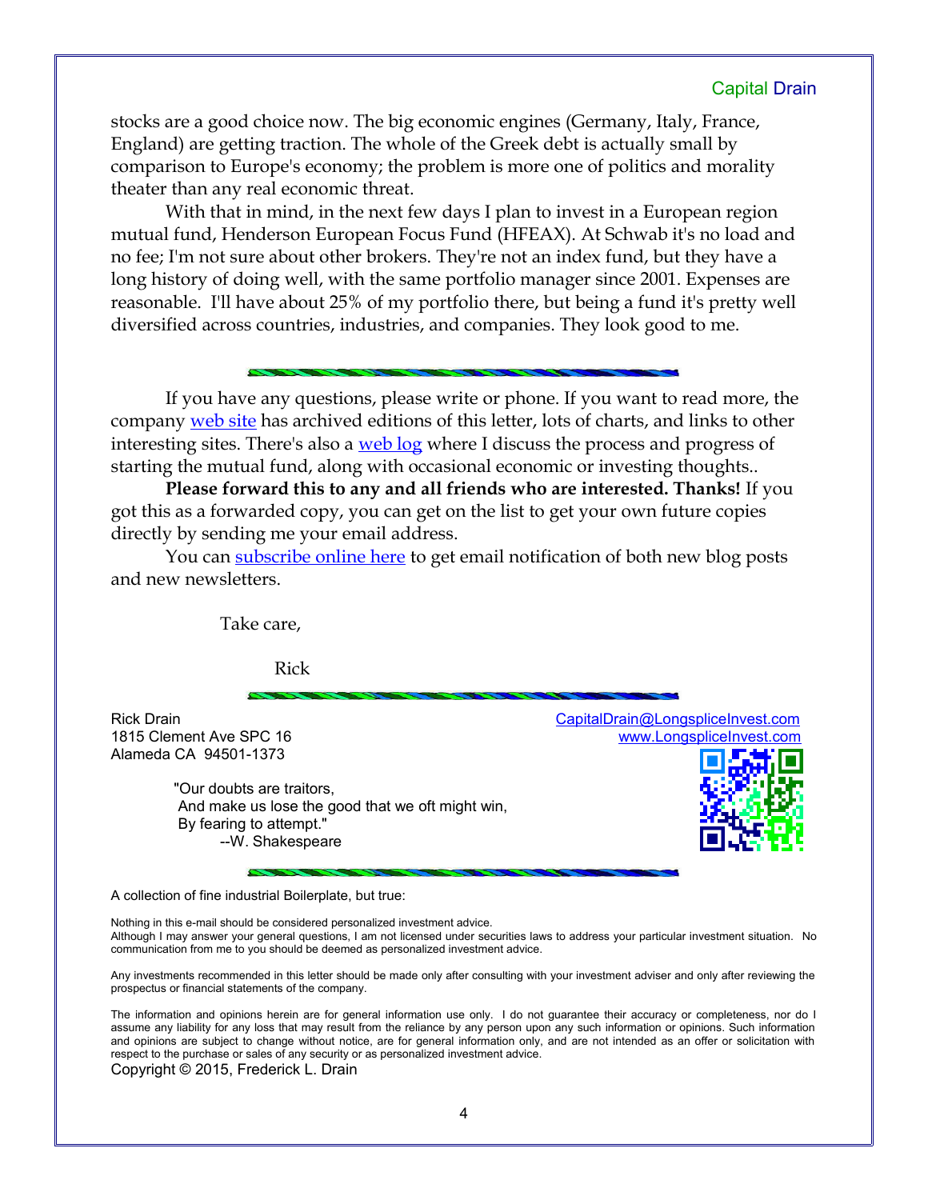stocks are a good choice now. The big economic engines (Germany, Italy, France, England) are getting traction. The whole of the Greek debt is actually small by comparison to Europe's economy; the problem is more one of politics and morality theater than any real economic threat.

With that in mind, in the next few days I plan to invest in a European region mutual fund, Henderson European Focus Fund (HFEAX). At Schwab it's no load and no fee; I'm not sure about other brokers. They're not an index fund, but they have a long history of doing well, with the same portfolio manager since 2001. Expenses are reasonable. I'll have about 25% of my portfolio there, but being a fund it's pretty well diversified across countries, industries, and companies. They look good to me.

---

If you have any questions, please write or phone. If you want to read more, the company web site has archived editions of this letter, lots of charts, and links to other interesting sites. There's also a web log where I discuss the process and progress of starting the mutual fund, along with occasional economic or investing thoughts..

**Please forward this to any and all friends who are interested. Thanks!** If you got this as a forwarded copy, you can get on the list to get your own future copies directly by sending me your email address.

You can subscribe online here to get email notification of both new blog posts and new newsletters.

Take care,

Rick

---

Rick Drain
1815 Clement Ave SPC 16
Alameda CA 94501-1373

CapitalDrain@LongspliceInvest.com
www.LongspliceInvest.com

"Our doubts are traitors,
And make us lose the good that we oft might win,
By fearing to attempt."
--W. Shakespeare

---

A collection of fine industrial Boilerplate, but true:

Nothing in this e-mail should be considered personalized investment advice.
Although I may answer your general questions, I am not licensed under securities laws to address your particular investment situation. No communication from me to you should be deemed as personalized investment advice.

Any investments recommended in this letter should be made only after consulting with your investment adviser and only after reviewing the prospectus or financial statements of the company.

The information and opinions herein are for general information use only. I do not guarantee their accuracy or completeness, nor do I assume any liability for any loss that may result from the reliance by any person upon any such information or opinions. Such information and opinions are subject to change without notice, are for general information only, and are not intended as an offer or solicitation with respect to the purchase or sales of any security or as personalized investment advice.

Copyright © 2015, Frederick L. Drain